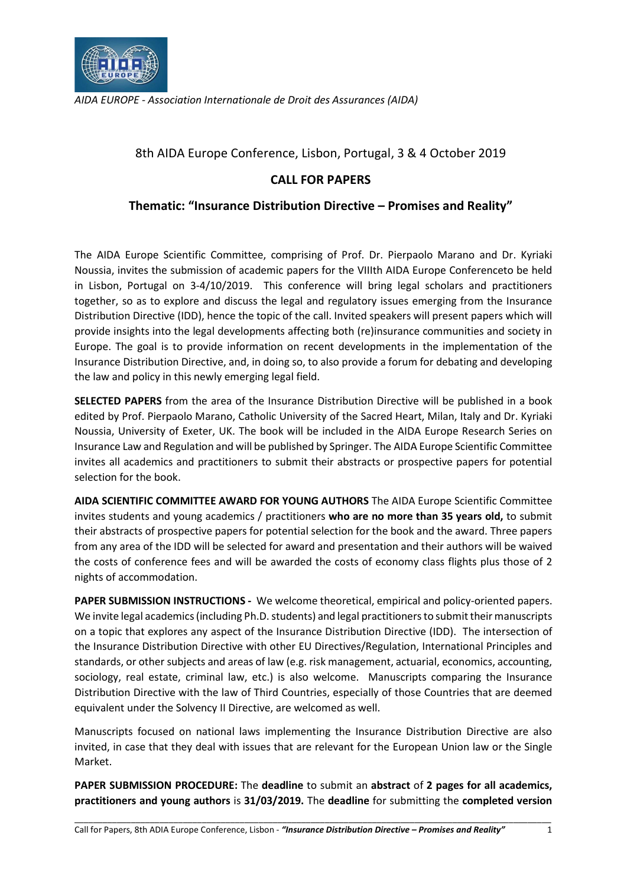*AIDA EUROPE - Association Internationale de Droit des Assurances (AIDA)*

8th AIDA Europe Conference, Lisbon, Portugal, 3 & 4 October 2019

# CALL FOR PAPERS

## Thematic: "Insurance Distribution Directive – Promises and Reality"

The AIDA Europe Scientific Committee, comprising of Prof. Dr. Pierpaolo Marano and Dr. Kyriaki Noussia, invites the submission of academic papers for the VIIIth AIDA Europe Conferenceto be held in Lisbon, Portugal on 3-4/10/2019. This conference will bring legal scholars and practitioners together, so as to explore and discuss the legal and regulatory issues emerging from the Insurance Distribution Directive (IDD), hence the topic of the call. Invited speakers will present papers which will provide insights into the legal developments affecting both (re)insurance communities and society in Europe. The goal is to provide information on recent developments in the implementation of the Insurance Distribution Directive, and, in doing so, to also provide a forum for debating and developing the law and policy in this newly emerging legal field.

**SELECTED PAPERS** from the area of the Insurance Distribution Directive will be published in a book edited by Prof. Pierpaolo Marano, Catholic University of the Sacred Heart, Milan, Italy and Dr. Kyriaki Noussia, University of Exeter, UK. The book will be included in the AIDA Europe Research Series on Insurance Law and Regulation and will be published by Springer. The AIDA Europe Scientific Committee invites all academics and practitioners to submit their abstracts or prospective papers for potential selection for the book.

**AIDA SCIENTIFIC COMMITTEE AWARD FOR YOUNG AUTHORS** The AIDA Europe Scientific Committee invites students and young academics / practitioners **who are no more than 35 years old,** to submit their abstracts of prospective papers for potential selection for the book and the award. Three papers from any area of the IDD will be selected for award and presentation and their authors will be waived the costs of conference fees and will be awarded the costs of economy class flights plus those of 2 nights of accommodation.

**PAPER SUBMISSION INSTRUCTIONS -** We welcome theoretical, empirical and policy-oriented papers. We invite legal academics (including Ph.D. students) and legal practitioners to submit their manuscripts on a topic that explores any aspect of the Insurance Distribution Directive (IDD). The intersection of the Insurance Distribution Directive with other EU Directives/Regulation, International Principles and standards, or other subjects and areas of law (e.g. risk management, actuarial, economics, accounting, sociology, real estate, criminal law, etc.) is also welcome. Manuscripts comparing the Insurance Distribution Directive with the law of Third Countries, especially of those Countries that are deemed equivalent under the Solvency II Directive, are welcomed as well.

Manuscripts focused on national laws implementing the Insurance Distribution Directive are also invited, in case that they deal with issues that are relevant for the European Union law or the Single Market.

**PAPER SUBMISSION PROCEDURE:** The **deadline** to submit an **abstract** of **2 pages for all academics, practitioners and young authors** is **31/03/2019.** The **deadline** for submitting the **completed version**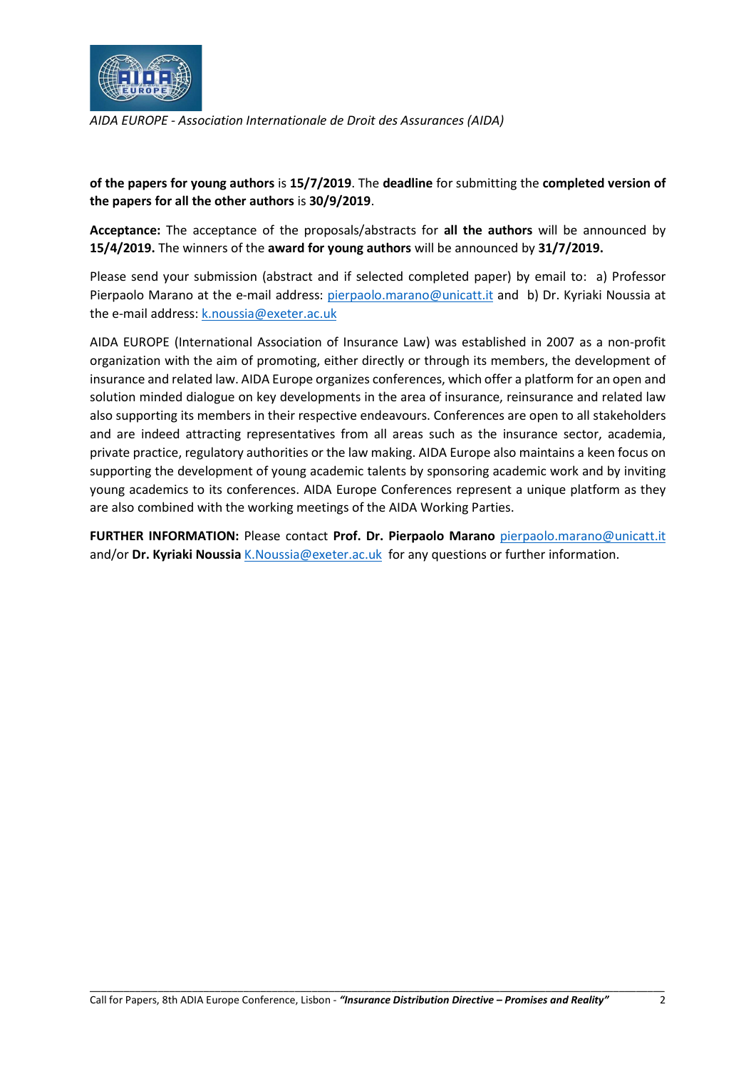**of the papers for young authors** is **15/7/2019**. The **deadline** for submitting the **completed version of the papers for all the other authors** is **30/9/2019**.

**Acceptance:** The acceptance of the proposals/abstracts for **all the authors** will be announced by **15/4/2019.** The winners of the **award for young authors** will be announced by **31/7/2019.**

Please send your submission (abstract and if selected completed paper) by email to: a) Professor Pierpaolo Marano at the e-mail address: pierpaolo.marano@unicatt.it and b) Dr. Kyriaki Noussia at the e-mail address: k.noussia@exeter.ac.uk

AIDA EUROPE (International Association of Insurance Law) was established in 2007 as a non-profit organization with the aim of promoting, either directly or through its members, the development of insurance and related law. AIDA Europe organizes conferences, which offer a platform for an open and solution minded dialogue on key developments in the area of insurance, reinsurance and related law also supporting its members in their respective endeavours. Conferences are open to all stakeholders and are indeed attracting representatives from all areas such as the insurance sector, academia, private practice, regulatory authorities or the law making. AIDA Europe also maintains a keen focus on supporting the development of young academic talents by sponsoring academic work and by inviting young academics to its conferences. AIDA Europe Conferences represent a unique platform as they are also combined with the working meetings of the AIDA Working Parties.

**FURTHER INFORMATION:** Please contact **Prof. Dr. Pierpaolo Marano** pierpaolo.marano@unicatt.it and/or **Dr. Kyriaki Noussia** K.Noussia@exeter.ac.uk for any questions or further information.